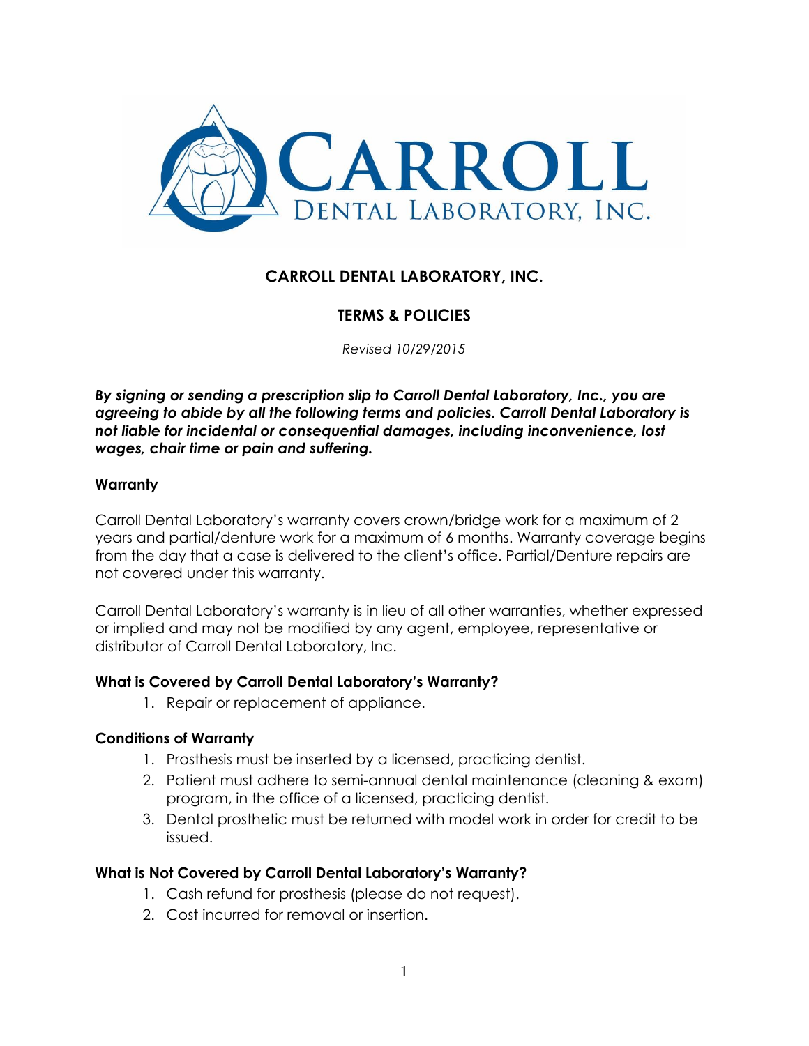# CARROLL DENTAL LABORATORY, INC.

## TERMS & POLICIES

*Revised 10/29/2015*

***By signing or sending a prescription slip to Carroll Dental Laboratory, Inc., you are agreeing to abide by all the following terms and policies. Carroll Dental Laboratory is not liable for incidental or consequential damages, including inconvenience, lost wages, chair time or pain and suffering.***

### Warranty

Carroll Dental Laboratory's warranty covers crown/bridge work for a maximum of 2 years and partial/denture work for a maximum of 6 months. Warranty coverage begins from the day that a case is delivered to the client's office. Partial/Denture repairs are not covered under this warranty.

Carroll Dental Laboratory's warranty is in lieu of all other warranties, whether expressed or implied and may not be modified by any agent, employee, representative or distributor of Carroll Dental Laboratory, Inc.

### What is Covered by Carroll Dental Laboratory's Warranty?

1. Repair or replacement of appliance.

### Conditions of Warranty

1. Prosthesis must be inserted by a licensed, practicing dentist.
2. Patient must adhere to semi-annual dental maintenance (cleaning & exam) program, in the office of a licensed, practicing dentist.
3. Dental prosthetic must be returned with model work in order for credit to be issued.

### What is Not Covered by Carroll Dental Laboratory's Warranty?

1. Cash refund for prosthesis (please do not request).
2. Cost incurred for removal or insertion.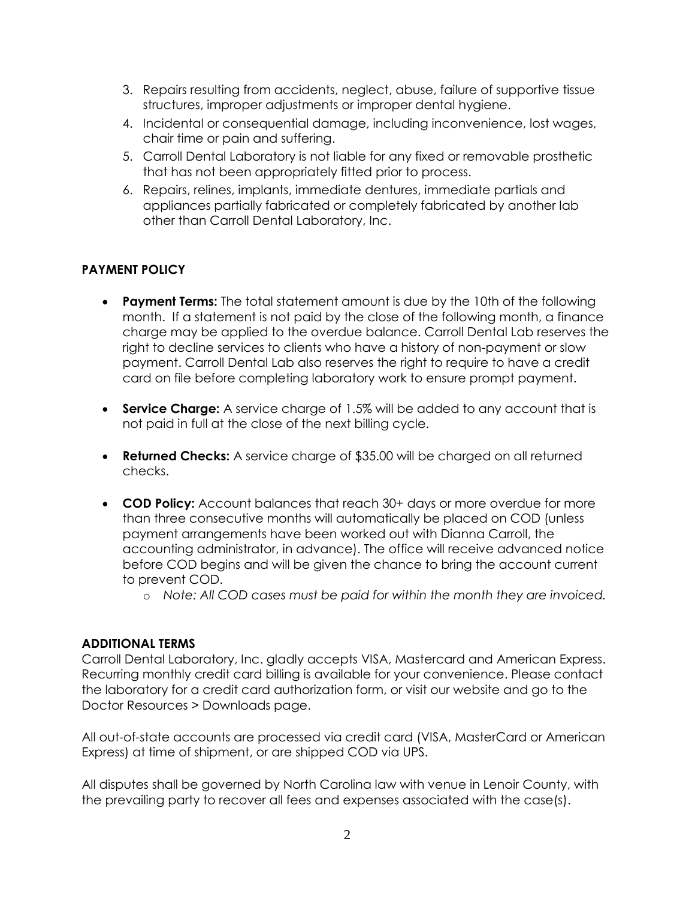3. Repairs resulting from accidents, neglect, abuse, failure of supportive tissue structures, improper adjustments or improper dental hygiene.
4. Incidental or consequential damage, including inconvenience, lost wages, chair time or pain and suffering.
5. Carroll Dental Laboratory is not liable for any fixed or removable prosthetic that has not been appropriately fitted prior to process.
6. Repairs, relines, implants, immediate dentures, immediate partials and appliances partially fabricated or completely fabricated by another lab other than Carroll Dental Laboratory, Inc.

**PAYMENT POLICY**

- **Payment Terms:** The total statement amount is due by the 10th of the following month. If a statement is not paid by the close of the following month, a finance charge may be applied to the overdue balance. Carroll Dental Lab reserves the right to decline services to clients who have a history of non-payment or slow payment. Carroll Dental Lab also reserves the right to require to have a credit card on file before completing laboratory work to ensure prompt payment.

- **Service Charge:** A service charge of 1.5% will be added to any account that is not paid in full at the close of the next billing cycle.

- **Returned Checks:** A service charge of $35.00 will be charged on all returned checks.

- **COD Policy:** Account balances that reach 30+ days or more overdue for more than three consecutive months will automatically be placed on COD (unless payment arrangements have been worked out with Dianna Carroll, the accounting administrator, in advance). The office will receive advanced notice before COD begins and will be given the chance to bring the account current to prevent COD.
  - *Note: All COD cases must be paid for within the month they are invoiced.*

**ADDITIONAL TERMS**

Carroll Dental Laboratory, Inc. gladly accepts VISA, Mastercard and American Express. Recurring monthly credit card billing is available for your convenience. Please contact the laboratory for a credit card authorization form, or visit our website and go to the Doctor Resources > Downloads page.

All out-of-state accounts are processed via credit card (VISA, MasterCard or American Express) at time of shipment, or are shipped COD via UPS.

All disputes shall be governed by North Carolina law with venue in Lenoir County, with the prevailing party to recover all fees and expenses associated with the case(s).